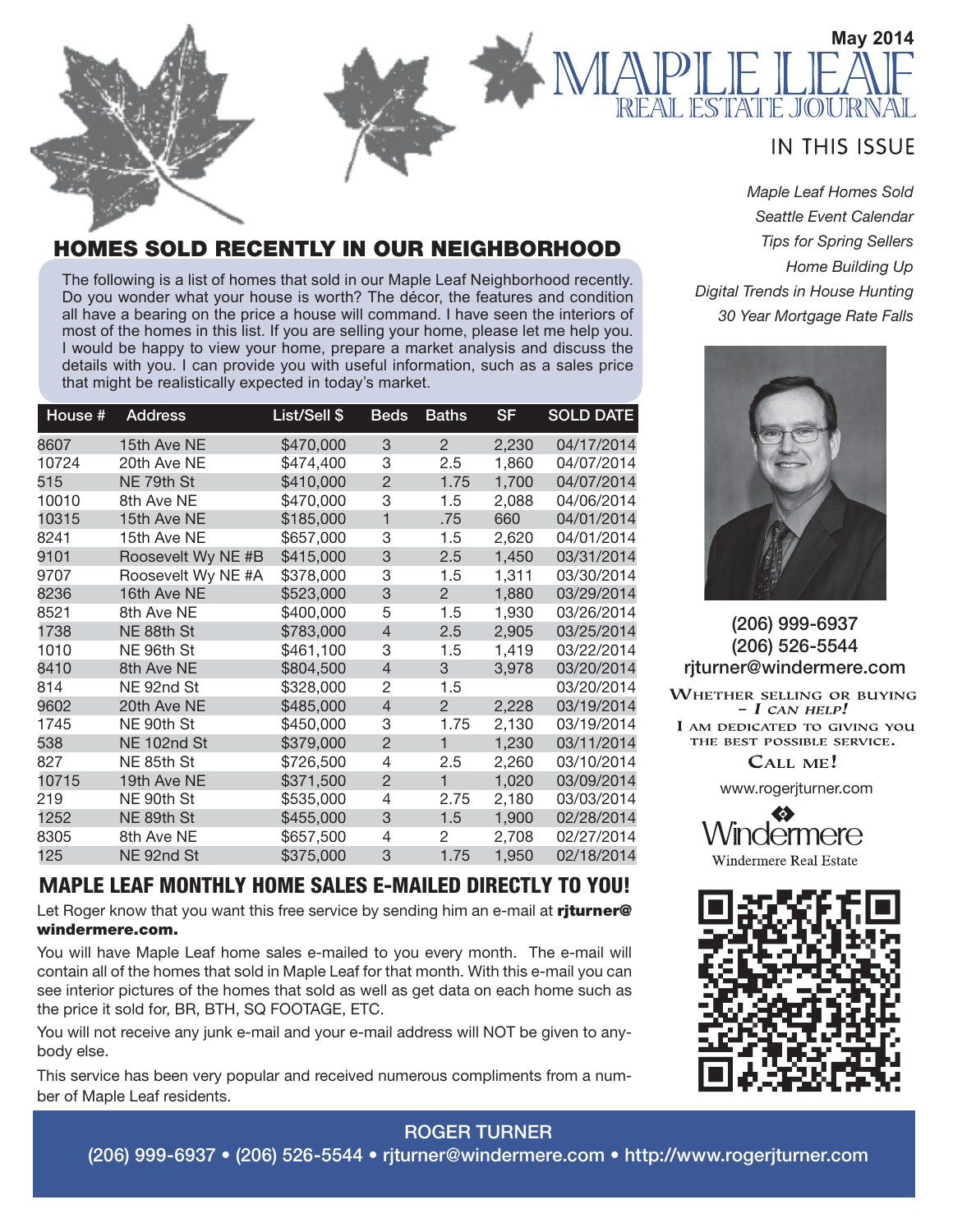May 2014

# MAPLE LEAF
## REAL ESTATE JOURNAL

### IN THIS ISSUE

*Maple Leaf Homes Sold*
*Seattle Event Calendar*
*Tips for Spring Sellers*
*Home Building Up*
*Digital Trends in House Hunting*
*30 Year Mortgage Rate Falls*

## HOMES SOLD RECENTLY IN OUR NEIGHBORHOOD

The following is a list of homes that sold in our Maple Leaf Neighborhood recently. Do you wonder what your house is worth? The décor, the features and condition all have a bearing on the price a house will command. I have seen the interiors of most of the homes in this list. If you are selling your home, please let me help you. I would be happy to view your home, prepare a market analysis and discuss the details with you. I can provide you with useful information, such as a sales price that might be realistically expected in today's market.

| House # | Address | List/Sell $ | Beds | Baths | SF | SOLD DATE |
|---|---|---|---|---|---|---|
| 8607 | 15th Ave NE | $470,000 | 3 | 2 | 2,230 | 04/17/2014 |
| 10724 | 20th Ave NE | $474,400 | 3 | 2.5 | 1,860 | 04/07/2014 |
| 515 | NE 79th St | $410,000 | 2 | 1.75 | 1,700 | 04/07/2014 |
| 10010 | 8th Ave NE | $470,000 | 3 | 1.5 | 2,088 | 04/06/2014 |
| 10315 | 15th Ave NE | $185,000 | 1 | .75 | 660 | 04/01/2014 |
| 8241 | 15th Ave NE | $657,000 | 3 | 1.5 | 2,620 | 04/01/2014 |
| 9101 | Roosevelt Wy NE #B | $415,000 | 3 | 2.5 | 1,450 | 03/31/2014 |
| 9707 | Roosevelt Wy NE #A | $378,000 | 3 | 1.5 | 1,311 | 03/30/2014 |
| 8236 | 16th Ave NE | $523,000 | 3 | 2 | 1,880 | 03/29/2014 |
| 8521 | 8th Ave NE | $400,000 | 5 | 1.5 | 1,930 | 03/26/2014 |
| 1738 | NE 88th St | $783,000 | 4 | 2.5 | 2,905 | 03/25/2014 |
| 1010 | NE 96th St | $461,100 | 3 | 1.5 | 1,419 | 03/22/2014 |
| 8410 | 8th Ave NE | $804,500 | 4 | 3 | 3,978 | 03/20/2014 |
| 814 | NE 92nd St | $328,000 | 2 | 1.5 | | 03/20/2014 |
| 9602 | 20th Ave NE | $485,000 | 4 | 2 | 2,228 | 03/19/2014 |
| 1745 | NE 90th St | $450,000 | 3 | 1.75 | 2,130 | 03/19/2014 |
| 538 | NE 102nd St | $379,000 | 2 | 1 | 1,230 | 03/11/2014 |
| 827 | NE 85th St | $726,500 | 4 | 2.5 | 2,260 | 03/10/2014 |
| 10715 | 19th Ave NE | $371,500 | 2 | 1 | 1,020 | 03/09/2014 |
| 219 | NE 90th St | $535,000 | 4 | 2.75 | 2,180 | 03/03/2014 |
| 1252 | NE 89th St | $455,000 | 3 | 1.5 | 1,900 | 02/28/2014 |
| 8305 | 8th Ave NE | $657,500 | 4 | 2 | 2,708 | 02/27/2014 |
| 125 | NE 92nd St | $375,000 | 3 | 1.75 | 1,950 | 02/18/2014 |

## MAPLE LEAF MONTHLY HOME SALES E-MAILED DIRECTLY TO YOU!

Let Roger know that you want this free service by sending him an e-mail at **rjturner@windermere.com.**

You will have Maple Leaf home sales e-mailed to you every month. The e-mail will contain all of the homes that sold in Maple Leaf for that month. With this e-mail you can see interior pictures of the homes that sold as well as get data on each home such as the price it sold for, BR, BTH, SQ FOOTAGE, ETC.

You will not receive any junk e-mail and your e-mail address will NOT be given to anybody else.

This service has been very popular and received numerous compliments from a number of Maple Leaf residents.

(206) 999-6937
(206) 526-5544
rjturner@windermere.com

WHETHER SELLING OR BUYING – *I CAN HELP!*
I AM DEDICATED TO GIVING YOU THE BEST POSSIBLE SERVICE.

CALL ME!

www.rogerjturner.com

Windermere
Windermere Real Estate

**ROGER TURNER**
(206) 999-6937 • (206) 526-5544 • rjturner@windermere.com • http://www.rogerjturner.com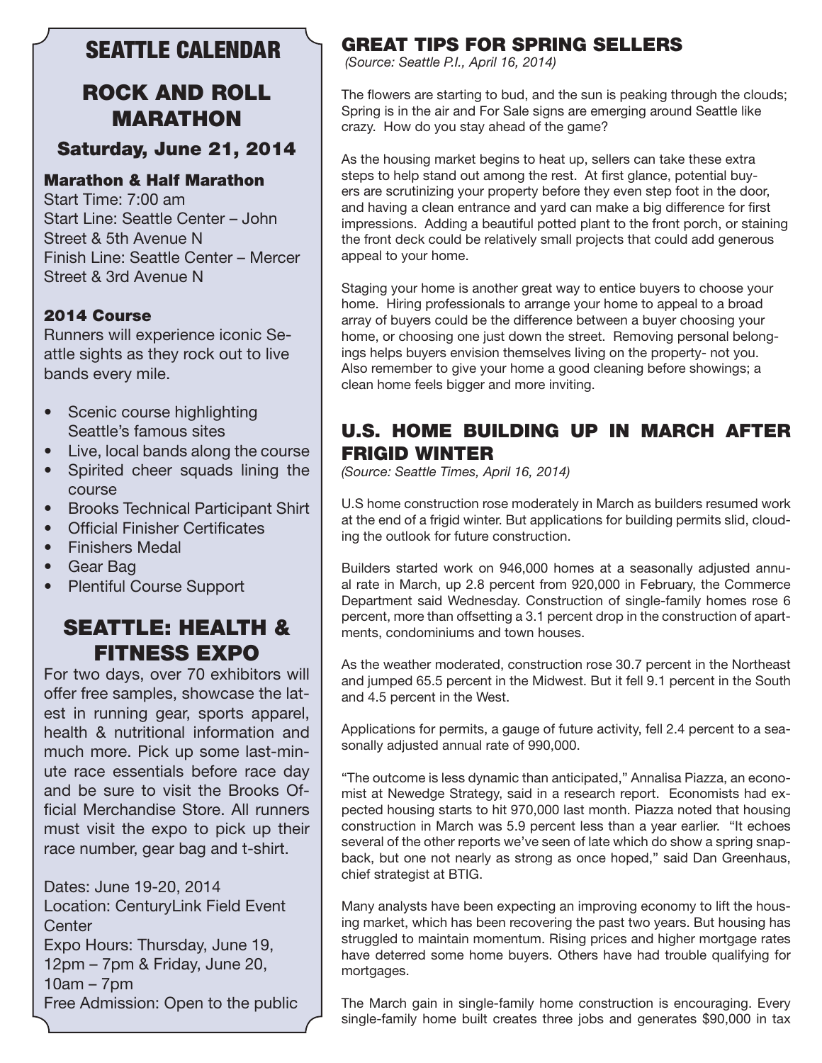# SEATTLE CALENDAR

## ROCK AND ROLL MARATHON

### Saturday, June 21, 2014

#### Marathon & Half Marathon

Start Time: 7:00 am
Start Line: Seattle Center – John Street & 5th Avenue N
Finish Line: Seattle Center – Mercer Street & 3rd Avenue N

#### 2014 Course

Runners will experience iconic Seattle sights as they rock out to live bands every mile.

- Scenic course highlighting Seattle's famous sites
- Live, local bands along the course
- Spirited cheer squads lining the course
- Brooks Technical Participant Shirt
- Official Finisher Certificates
- Finishers Medal
- Gear Bag
- Plentiful Course Support

## SEATTLE: HEALTH & FITNESS EXPO

For two days, over 70 exhibitors will offer free samples, showcase the latest in running gear, sports apparel, health & nutritional information and much more. Pick up some last-minute race essentials before race day and be sure to visit the Brooks Official Merchandise Store. All runners must visit the expo to pick up their race number, gear bag and t-shirt.

Dates: June 19-20, 2014
Location: CenturyLink Field Event Center
Expo Hours: Thursday, June 19, 12pm – 7pm & Friday, June 20, 10am – 7pm
Free Admission: Open to the public

## GREAT TIPS FOR SPRING SELLERS

*(Source: Seattle P.I., April 16, 2014)*

The flowers are starting to bud, and the sun is peaking through the clouds; Spring is in the air and For Sale signs are emerging around Seattle like crazy. How do you stay ahead of the game?

As the housing market begins to heat up, sellers can take these extra steps to help stand out among the rest. At first glance, potential buyers are scrutinizing your property before they even step foot in the door, and having a clean entrance and yard can make a big difference for first impressions. Adding a beautiful potted plant to the front porch, or staining the front deck could be relatively small projects that could add generous appeal to your home.

Staging your home is another great way to entice buyers to choose your home. Hiring professionals to arrange your home to appeal to a broad array of buyers could be the difference between a buyer choosing your home, or choosing one just down the street. Removing personal belongings helps buyers envision themselves living on the property- not you. Also remember to give your home a good cleaning before showings; a clean home feels bigger and more inviting.

## U.S. HOME BUILDING UP IN MARCH AFTER FRIGID WINTER

*(Source: Seattle Times, April 16, 2014)*

U.S home construction rose moderately in March as builders resumed work at the end of a frigid winter. But applications for building permits slid, clouding the outlook for future construction.

Builders started work on 946,000 homes at a seasonally adjusted annual rate in March, up 2.8 percent from 920,000 in February, the Commerce Department said Wednesday. Construction of single-family homes rose 6 percent, more than offsetting a 3.1 percent drop in the construction of apartments, condominiums and town houses.

As the weather moderated, construction rose 30.7 percent in the Northeast and jumped 65.5 percent in the Midwest. But it fell 9.1 percent in the South and 4.5 percent in the West.

Applications for permits, a gauge of future activity, fell 2.4 percent to a seasonally adjusted annual rate of 990,000.

"The outcome is less dynamic than anticipated," Annalisa Piazza, an economist at Newedge Strategy, said in a research report. Economists had expected housing starts to hit 970,000 last month. Piazza noted that housing construction in March was 5.9 percent less than a year earlier. "It echoes several of the other reports we've seen of late which do show a spring snapback, but one not nearly as strong as once hoped," said Dan Greenhaus, chief strategist at BTIG.

Many analysts have been expecting an improving economy to lift the housing market, which has been recovering the past two years. But housing has struggled to maintain momentum. Rising prices and higher mortgage rates have deterred some home buyers. Others have had trouble qualifying for mortgages.

The March gain in single-family home construction is encouraging. Every single-family home built creates three jobs and generates $90,000 in tax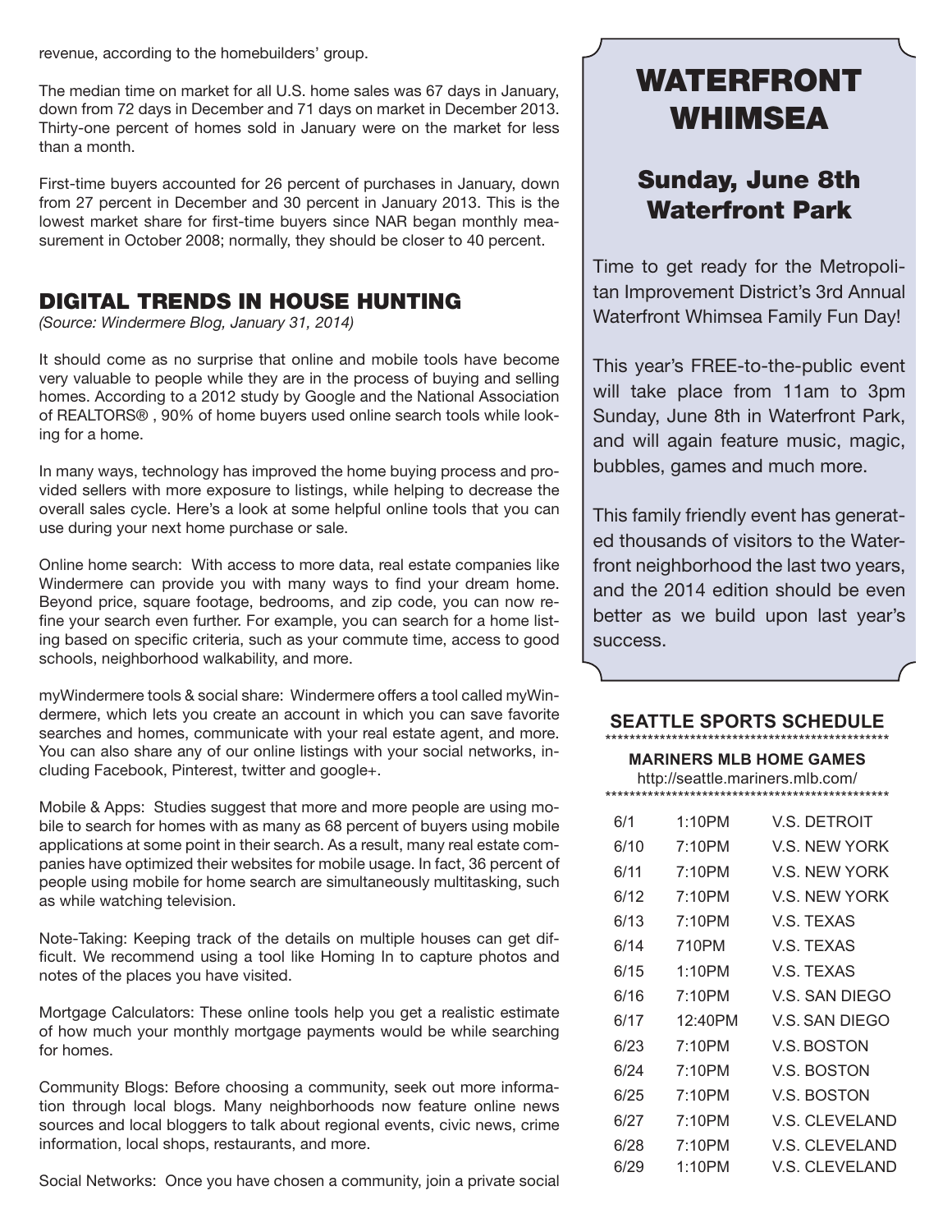revenue, according to the homebuilders' group.

The median time on market for all U.S. home sales was 67 days in January, down from 72 days in December and 71 days on market in December 2013. Thirty-one percent of homes sold in January were on the market for less than a month.

First-time buyers accounted for 26 percent of purchases in January, down from 27 percent in December and 30 percent in January 2013. This is the lowest market share for first-time buyers since NAR began monthly measurement in October 2008; normally, they should be closer to 40 percent.

## DIGITAL TRENDS IN HOUSE HUNTING

*(Source: Windermere Blog, January 31, 2014)*

It should come as no surprise that online and mobile tools have become very valuable to people while they are in the process of buying and selling homes. According to a 2012 study by Google and the National Association of REALTORS® , 90% of home buyers used online search tools while looking for a home.

In many ways, technology has improved the home buying process and provided sellers with more exposure to listings, while helping to decrease the overall sales cycle. Here's a look at some helpful online tools that you can use during your next home purchase or sale.

Online home search: With access to more data, real estate companies like Windermere can provide you with many ways to find your dream home. Beyond price, square footage, bedrooms, and zip code, you can now refine your search even further. For example, you can search for a home listing based on specific criteria, such as your commute time, access to good schools, neighborhood walkability, and more.

myWindermere tools & social share: Windermere offers a tool called myWindermere, which lets you create an account in which you can save favorite searches and homes, communicate with your real estate agent, and more. You can also share any of our online listings with your social networks, including Facebook, Pinterest, twitter and google+.

Mobile & Apps: Studies suggest that more and more people are using mobile to search for homes with as many as 68 percent of buyers using mobile applications at some point in their search. As a result, many real estate companies have optimized their websites for mobile usage. In fact, 36 percent of people using mobile for home search are simultaneously multitasking, such as while watching television.

Note-Taking: Keeping track of the details on multiple houses can get difficult. We recommend using a tool like Homing In to capture photos and notes of the places you have visited.

Mortgage Calculators: These online tools help you get a realistic estimate of how much your monthly mortgage payments would be while searching for homes.

Community Blogs: Before choosing a community, seek out more information through local blogs. Many neighborhoods now feature online news sources and local bloggers to talk about regional events, civic news, crime information, local shops, restaurants, and more.

Social Networks: Once you have chosen a community, join a private social

## WATERFRONT WHIMSEA

### Sunday, June 8th Waterfront Park

Time to get ready for the Metropolitan Improvement District's 3rd Annual Waterfront Whimsea Family Fun Day!

This year's FREE-to-the-public event will take place from 11am to 3pm Sunday, June 8th in Waterfront Park, and will again feature music, magic, bubbles, games and much more.

This family friendly event has generated thousands of visitors to the Waterfront neighborhood the last two years, and the 2014 edition should be even better as we build upon last year's success.

### SEATTLE SPORTS SCHEDULE

**MARINERS MLB HOME GAMES**

http://seattle.mariners.mlb.com/

| Date | Time | Opponent |
|---|---|---|
| 6/1 | 1:10PM | V.S. DETROIT |
| 6/10 | 7:10PM | V.S. NEW YORK |
| 6/11 | 7:10PM | V.S. NEW YORK |
| 6/12 | 7:10PM | V.S. NEW YORK |
| 6/13 | 7:10PM | V.S. TEXAS |
| 6/14 | 710PM | V.S. TEXAS |
| 6/15 | 1:10PM | V.S. TEXAS |
| 6/16 | 7:10PM | V.S. SAN DIEGO |
| 6/17 | 12:40PM | V.S. SAN DIEGO |
| 6/23 | 7:10PM | V.S. BOSTON |
| 6/24 | 7:10PM | V.S. BOSTON |
| 6/25 | 7:10PM | V.S. BOSTON |
| 6/27 | 7:10PM | V.S. CLEVELAND |
| 6/28 | 7:10PM | V.S. CLEVELAND |
| 6/29 | 1:10PM | V.S. CLEVELAND |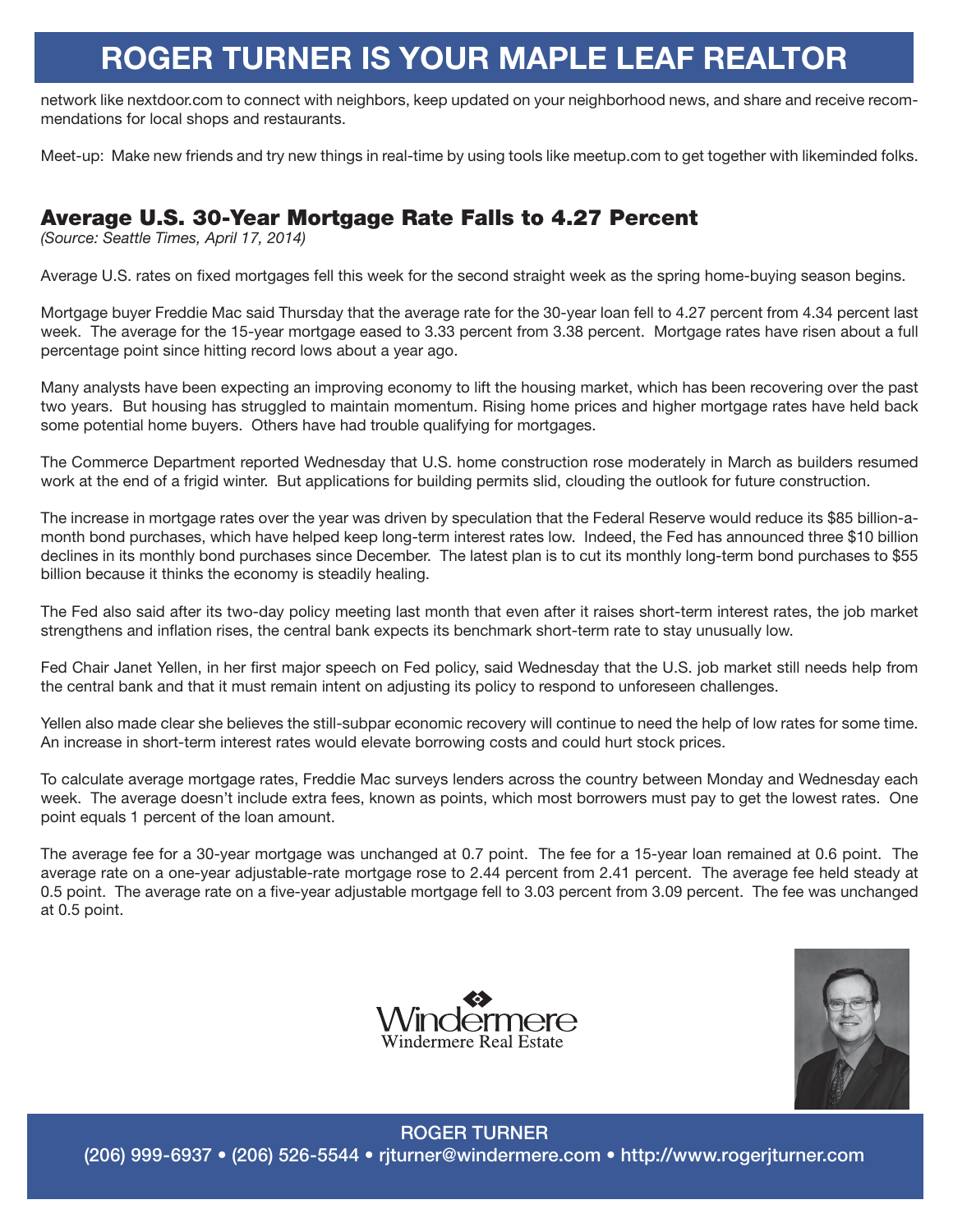network like nextdoor.com to connect with neighbors, keep updated on your neighborhood news, and share and receive recommendations for local shops and restaurants.

Meet-up: Make new friends and try new things in real-time by using tools like meetup.com to get together with likeminded folks.

## Average U.S. 30-Year Mortgage Rate Falls to 4.27 Percent

*(Source: Seattle Times, April 17, 2014)*

Average U.S. rates on fixed mortgages fell this week for the second straight week as the spring home-buying season begins.

Mortgage buyer Freddie Mac said Thursday that the average rate for the 30-year loan fell to 4.27 percent from 4.34 percent last week. The average for the 15-year mortgage eased to 3.33 percent from 3.38 percent. Mortgage rates have risen about a full percentage point since hitting record lows about a year ago.

Many analysts have been expecting an improving economy to lift the housing market, which has been recovering over the past two years. But housing has struggled to maintain momentum. Rising home prices and higher mortgage rates have held back some potential home buyers. Others have had trouble qualifying for mortgages.

The Commerce Department reported Wednesday that U.S. home construction rose moderately in March as builders resumed work at the end of a frigid winter. But applications for building permits slid, clouding the outlook for future construction.

The increase in mortgage rates over the year was driven by speculation that the Federal Reserve would reduce its $85 billion-a-month bond purchases, which have helped keep long-term interest rates low. Indeed, the Fed has announced three $10 billion declines in its monthly bond purchases since December. The latest plan is to cut its monthly long-term bond purchases to $55 billion because it thinks the economy is steadily healing.

The Fed also said after its two-day policy meeting last month that even after it raises short-term interest rates, the job market strengthens and inflation rises, the central bank expects its benchmark short-term rate to stay unusually low.

Fed Chair Janet Yellen, in her first major speech on Fed policy, said Wednesday that the U.S. job market still needs help from the central bank and that it must remain intent on adjusting its policy to respond to unforeseen challenges.

Yellen also made clear she believes the still-subpar economic recovery will continue to need the help of low rates for some time. An increase in short-term interest rates would elevate borrowing costs and could hurt stock prices.

To calculate average mortgage rates, Freddie Mac surveys lenders across the country between Monday and Wednesday each week. The average doesn't include extra fees, known as points, which most borrowers must pay to get the lowest rates. One point equals 1 percent of the loan amount.

The average fee for a 30-year mortgage was unchanged at 0.7 point. The fee for a 15-year loan remained at 0.6 point. The average rate on a one-year adjustable-rate mortgage rose to 2.44 percent from 2.41 percent. The average fee held steady at 0.5 point. The average rate on a five-year adjustable mortgage fell to 3.03 percent from 3.09 percent. The fee was unchanged at 0.5 point.

Windermere
Windermere Real Estate

ROGER TURNER
(206) 999-6937 • (206) 526-5544 • rjturner@windermere.com • http://www.rogerjturner.com